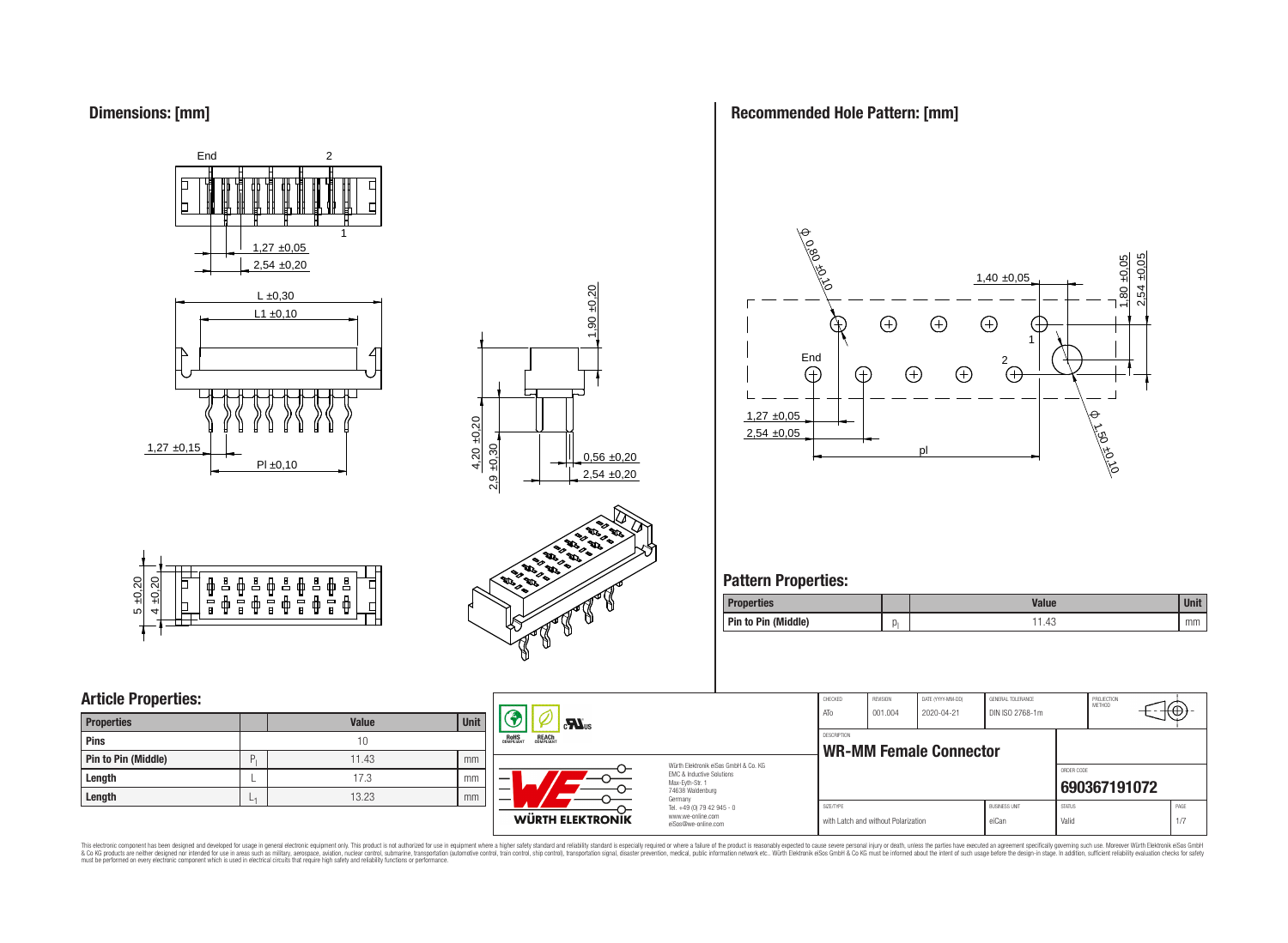## Dimensions: [mm]

End 2

1

1,27 ±0,05

2,54 ±0,20

L ±0,30

L1 ±0,10

1,27 ±0,15

Pl ±0,10

1,90 ±0,20

4,20 ±0,20

2,9 ±0,30

0,56 ±0,20

2,54 ±0,20

5 ±0,20

4 ±0,20

## Recommended Hole Pattern: [mm]

Φ 0,80 ±0,10

1,40 ±0,05

1,80 ±0,05

2,54 ±0,05

End

2

1

1,27 ±0,05

2,54 ±0,05

pl

Φ 1,50 ±0,10

## Pattern Properties:

| Properties | | Value | Unit |
|---|---|---|---|
| Pin to Pin (Middle) | $p_l$ | 11.43 | mm |

## Article Properties:

| Properties | | Value | Unit |
|---|---|---|---|
| Pins | | 10 | |
| Pin to Pin (Middle) | $P_l$ | 11.43 | mm |
| Length | L | 17.3 | mm |
| Length | $L_1$ | 13.23 | mm |

RoHS COMPLIANT | REACh COMPLIANT

Würth Elektronik eiSos GmbH & Co. KG
EMC & Inductive Solutions
Max-Eyth-Str. 1
74638 Waldenburg
Germany
Tel. +49 (0) 79 42 945 - 0
www.we-online.com
eiSos@we-online.com

WÜRTH ELEKTRONIK

| CHECKED | REVISION | DATE (YYYY-MM-DD) | GENERAL TOLERANCE | PROJECTION METHOD |
|---|---|---|---|---|
| ATo | 001.004 | 2020-04-21 | DIN ISO 2768-1m | |

DESCRIPTION

**WR-MM Female Connector**

ORDER CODE

**690367191072**

| SIZE/TYPE | BUSINESS UNIT | STATUS | PAGE |
|---|---|---|---|
| with Latch and without Polarization | eiCan | Valid | 1/7 |

This electronic component has been designed and developed for usage in general electronic equipment only. This product is not authorized for use in equipment where a higher safety standard and reliability standard is especially required or where a failure of the product is reasonably expected to cause severe personal injury or death, unless the parties have executed an agreement specifically governing such use. Moreover Würth Elektronik eiSos GmbH & Co KG products are neither designed nor intended for use in areas such as military, aerospace, aviation, nuclear control, submarine, transportation (automotive control, train control, ship control), transportation signal, disaster prevention, medical, public information network etc.. Würth Elektronik eiSos GmbH & Co KG must be informed about the intent of such usage before the design-in stage. In addition, sufficient reliability evaluation checks for safety must be performed on every electronic component which is used in electrical circuits that require high safety and reliability functions or performance.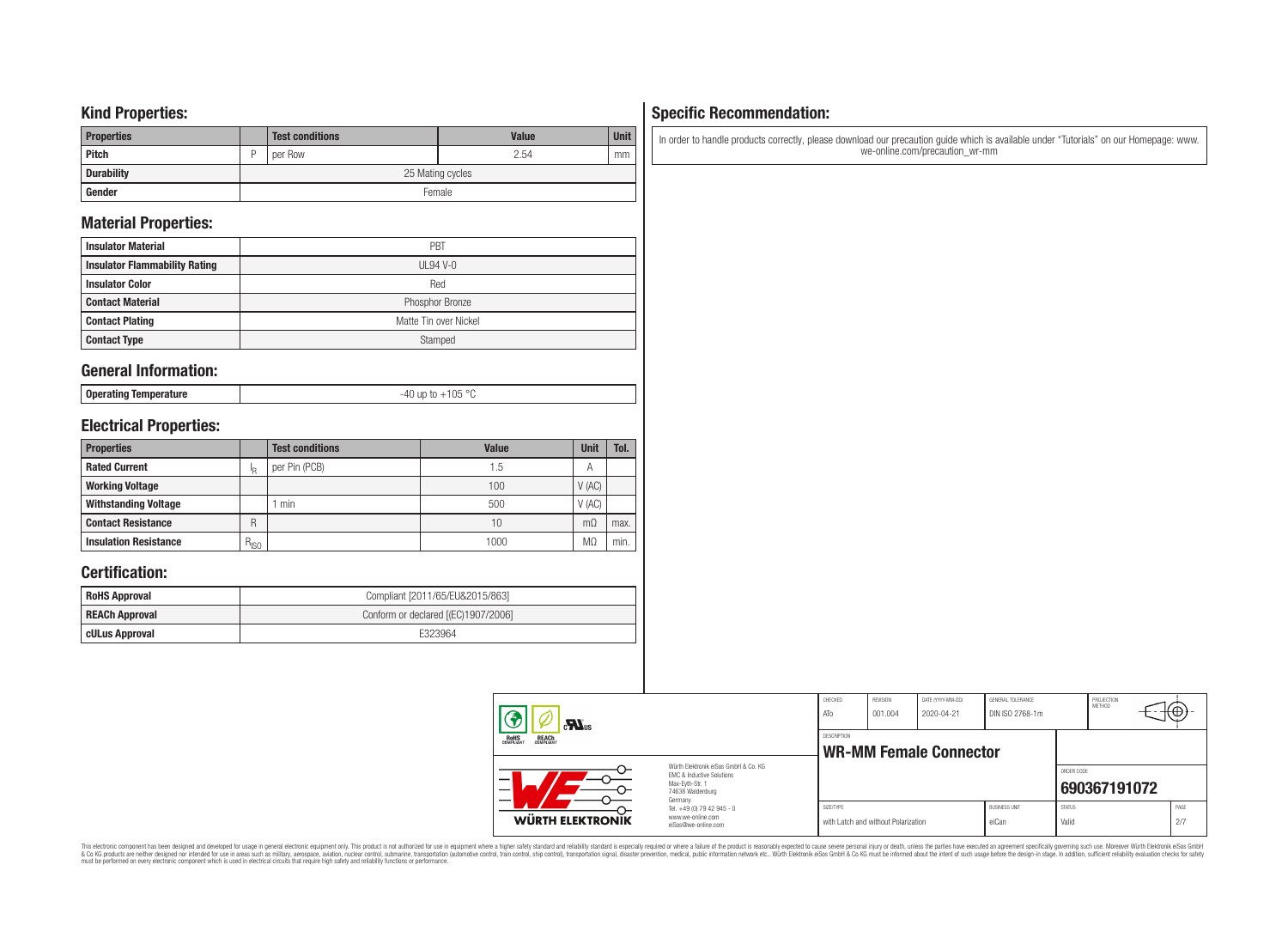## Kind Properties:

| Properties | | Test conditions | Value | Unit |
|---|---|---|---|---|
| Pitch | P | per Row | 2.54 | mm |
| Durability | | 25 Mating cycles | | |
| Gender | | Female | | |

## Material Properties:

| | |
|---|---|
| Insulator Material | PBT |
| Insulator Flammability Rating | UL94 V-0 |
| Insulator Color | Red |
| Contact Material | Phosphor Bronze |
| Contact Plating | Matte Tin over Nickel |
| Contact Type | Stamped |

## General Information:

| | |
|---|---|
| Operating Temperature | -40 up to +105 °C |

## Electrical Properties:

| Properties | | Test conditions | Value | Unit | Tol. |
|---|---|---|---|---|---|
| Rated Current | $I_R$ | per Pin (PCB) | 1.5 | A | |
| Working Voltage | | | 100 | V (AC) | |
| Withstanding Voltage | | 1 min | 500 | V (AC) | |
| Contact Resistance | R | | 10 | mΩ | max. |
| Insulation Resistance | $R_{ISO}$ | | 1000 | MΩ | min. |

## Certification:

| | |
|---|---|
| RoHS Approval | Compliant [2011/65/EU&2015/863] |
| REACh Approval | Conform or declared [(EC)1907/2006] |
| cULus Approval | E323964 |

## Specific Recommendation:

In order to handle products correctly, please download our precaution guide which is available under "Tutorials" on our Homepage: www.we-online.com/precaution_wr-mm

| CHECKED | REVISION | DATE (YYYY-MM-DD) | GENERAL TOLERANCE | PROJECTION METHOD |
|---|---|---|---|---|
| ATo | 001.004 | 2020-04-21 | DIN ISO 2768-1m | |

DESCRIPTION: **WR-MM Female Connector**

ORDER CODE: **690367191072**

| SIZE/TYPE | BUSINESS UNIT | STATUS | PAGE |
|---|---|---|---|
| with Latch and without Polarization | eiCan | Valid | 2/7 |

Würth Elektronik eiSos GmbH & Co. KG
EMC & Inductive Solutions
Max-Eyth-Str. 1
74638 Waldenburg
Germany
Tel. +49 (0) 79 42 945 - 0
www.we-online.com
eiSos@we-online.com

WÜRTH ELEKTRONIK

This electronic component has been designed and developed for usage in general electronic equipment only. This product is not authorized for use in equipment where a higher safety standard and reliability standard is especially required or where a failure of the product is reasonably expected to cause severe personal injury or death, unless the parties have executed an agreement specifically governing such use. Moreover Würth Elektronik eiSos GmbH & Co KG products are neither designed nor intended for use in areas such as military, aerospace, aviation, nuclear control, submarine, transportation (automotive control, train control, ship control), transportation signal, disaster prevention, medical, public information network etc.. Würth Elektronik eiSos GmbH & Co KG must be informed about the intent of such usage before the design-in stage. In addition, sufficient reliability evaluation checks for safety must be performed on every electronic component which is used in electrical circuits that require high safety and reliability functions or performance.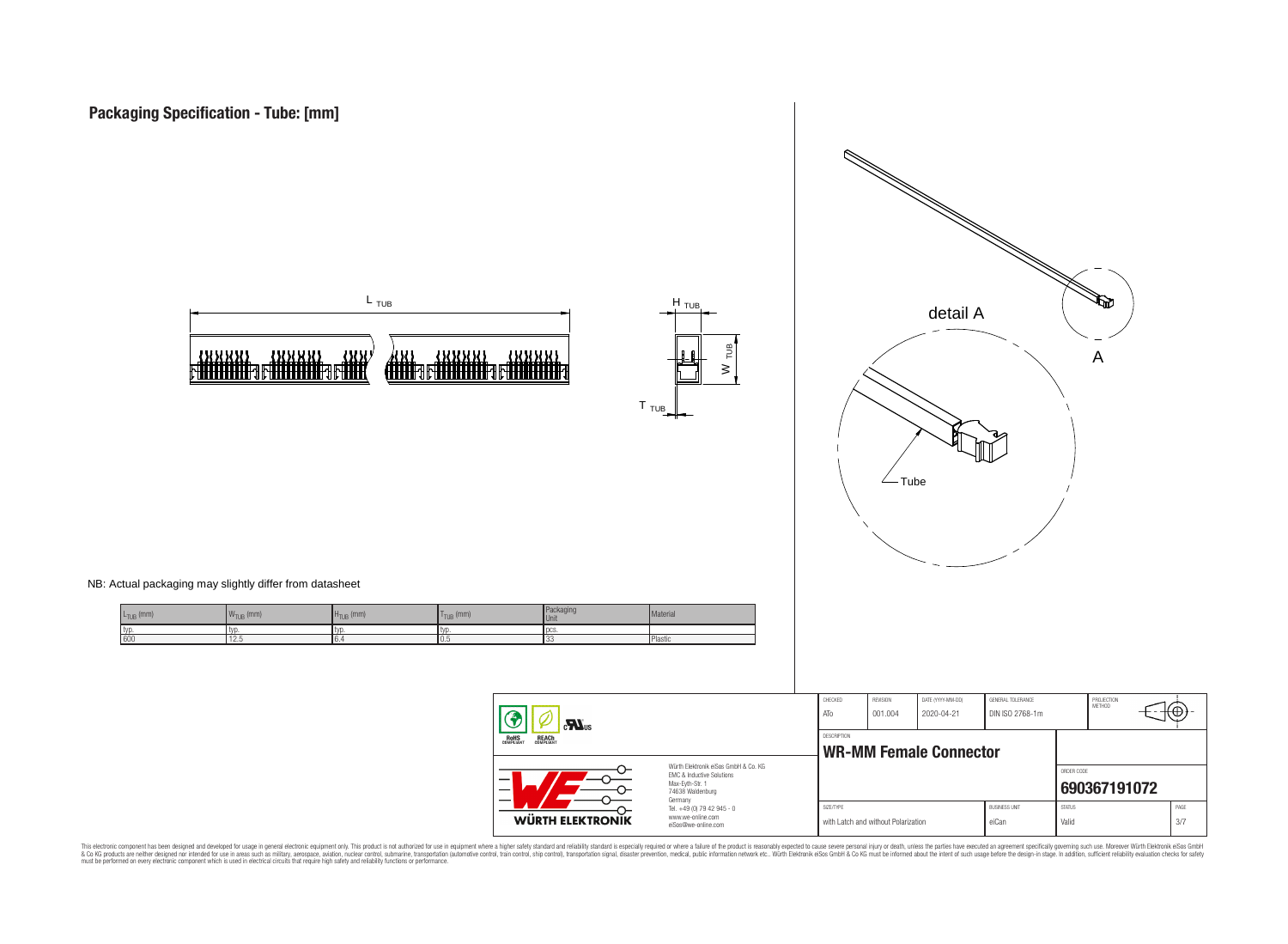# Packaging Specification - Tube: [mm]

$L_{TUB}$

$H_{TUB}$

$W_{TUB}$

$T_{TUB}$

detail A

A

Tube

NB: Actual packaging may slightly differ from datasheet

| $L_{TUB}$ (mm) | $W_{TUB}$ (mm) | $H_{TUB}$ (mm) | $T_{TUB}$ (mm) | Packaging Unit | Material |
|---|---|---|---|---|---|
| typ. | typ. | typ. | typ. | pcs. | |
| 600 | 12.5 | 6.4 | 0.5 | 33 | Plastic |

| CHECKED | REVISION | DATE (YYYY-MM-DD) | GENERAL TOLERANCE | PROJECTION METHOD |
|---|---|---|---|---|
| ATo | 001.004 | 2020-04-21 | DIN ISO 2768-1m | |

DESCRIPTION

**WR-MM Female Connector**

ORDER CODE

**690367191072**

| SIZE/TYPE | BUSINESS UNIT | STATUS | PAGE |
|---|---|---|---|
| with Latch and without Polarization | eiCan | Valid | 3/7 |

Würth Elektronik eiSos GmbH & Co. KG
EMC & Inductive Solutions
Max-Eyth-Str. 1
74638 Waldenburg
Germany
Tel. +49 (0) 79 42 945 - 0
www.we-online.com
eiSos@we-online.com

WÜRTH ELEKTRONIK

This electronic component has been designed and developed for usage in general electronic equipment only. This product is not authorized for use in equipment where a higher safety standard and reliability standard is especially required or where a failure of the product is reasonably expected to cause severe personal injury or death, unless the parties have executed an agreement specifically governing such use. Moreover Würth Elektronik eiSos GmbH & Co KG products are neither designed nor intended for use in areas such as military, aerospace, aviation, nuclear control, submarine, transportation (automotive control, train control, ship control), transportation signal, disaster prevention, medical, public information network etc.. Würth Elektronik eiSos GmbH & Co KG must be informed about the intent of such usage before the design-in stage. In addition, sufficient reliability evaluation checks for safety must be performed on every electronic component which is used in electrical circuits that require high safety and reliability functions or performance.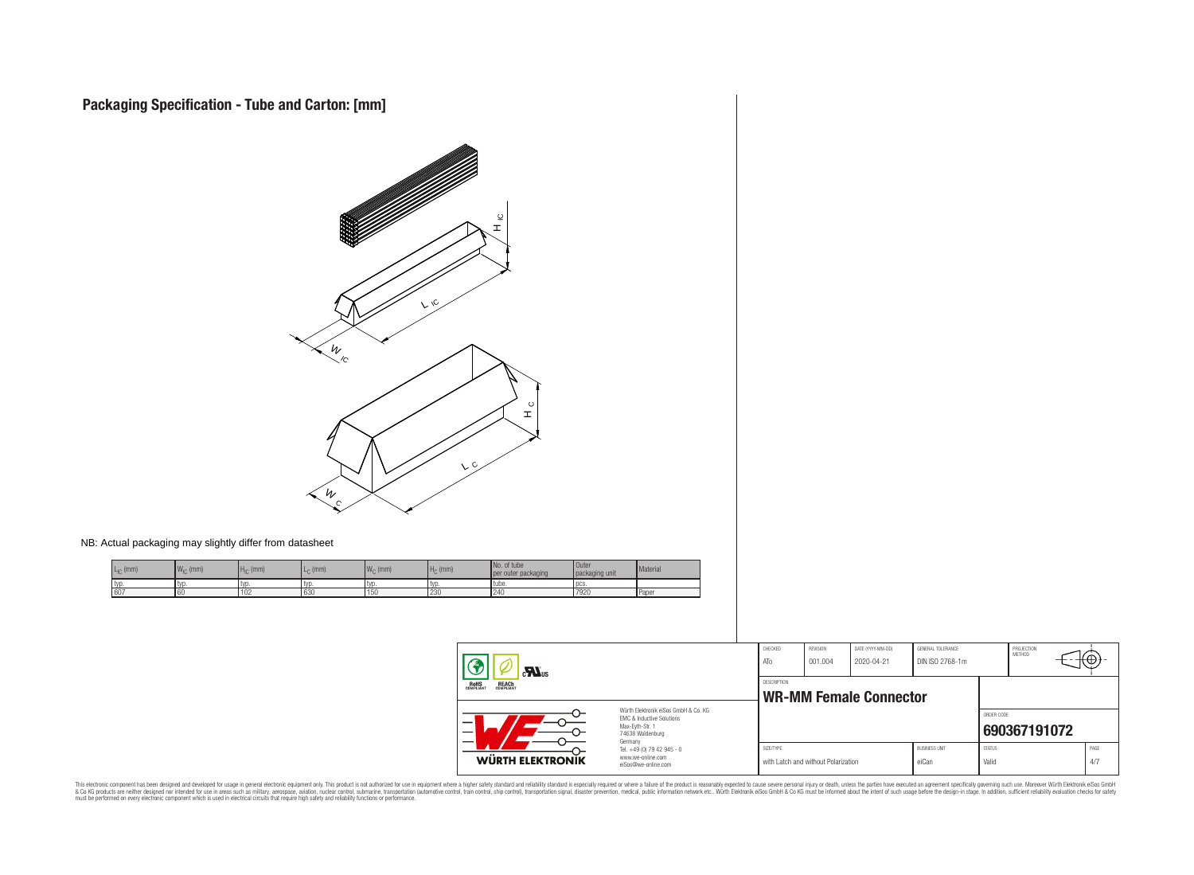# Packaging Specification - Tube and Carton: [mm]

NB: Actual packaging may slightly differ from datasheet

| $L_{IC}$ (mm) | $W_{IC}$ (mm) | $H_{IC}$ (mm) | $L_C$ (mm) | $W_C$ (mm) | $H_C$ (mm) | No. of tube per outer packaging | Outer packaging unit | Material |
|---|---|---|---|---|---|---|---|---|
| typ. | typ. | typ. | typ. | typ. | typ. | tube. | pcs. | |
| 607 | 60 | 102 | 630 | 150 | 230 | 240 | 7920 | Paper |

| CHECKED | REVISION | DATE (YYYY-MM-DD) | GENERAL TOLERANCE | PROJECTION METHOD |
|---|---|---|---|---|
| ATo | 001.004 | 2020-04-21 | DIN ISO 2768-1m | |

DESCRIPTION

**WR-MM Female Connector**

ORDER CODE

**690367191072**

| SIZE/TYPE | BUSINESS UNIT | STATUS | PAGE |
|---|---|---|---|
| with Latch and without Polarization | eiCan | Valid | 4/7 |

Würth Elektronik eiSos GmbH & Co. KG
EMC & Inductive Solutions
Max-Eyth-Str. 1
74638 Waldenburg
Germany
Tel. +49 (0) 79 42 945 - 0
www.we-online.com
eiSos@we-online.com

This electronic component has been designed and developed for usage in general electronic equipment only. This product is not authorized for use in equipment where a higher safety standard and reliability standard is especially required or where a failure of the product is reasonably expected to cause severe personal injury or death, unless the parties have executed an agreement specifically governing such use. Moreover Würth Elektronik eiSos GmbH & Co KG products are neither designed nor intended for use in areas such as military, aerospace, aviation, nuclear control, submarine, transportation (automotive control, train control, ship control), transportation signal, disaster prevention, medical, public information network etc.. Würth Elektronik eiSos GmbH & Co KG must be informed about the intent of such usage before the design-in stage. In addition, sufficient reliability evaluation checks for safety must be performed on every electronic component which is used in electrical circuits that require high safety and reliability functions or performance.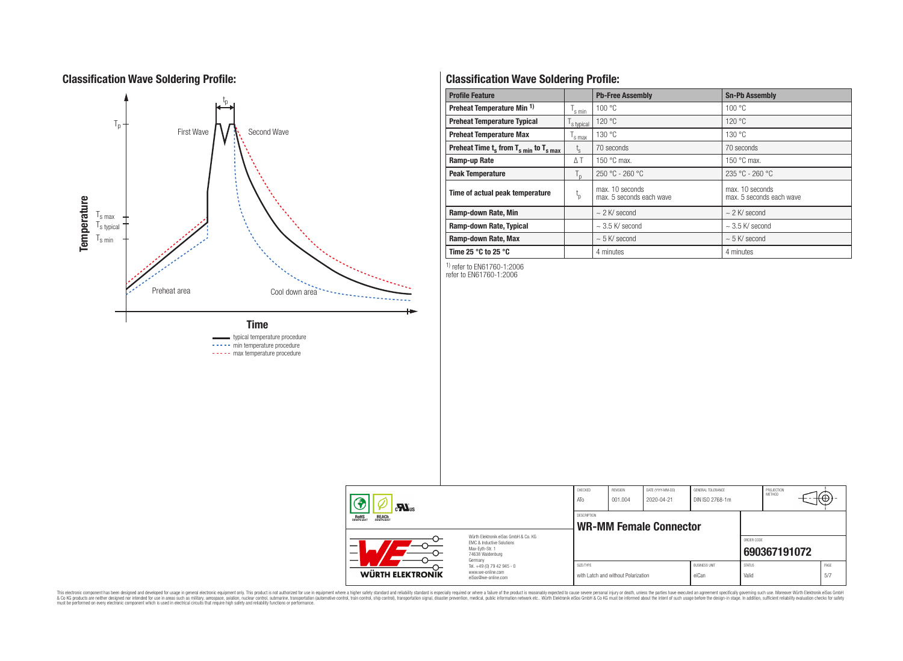## Classification Wave Soldering Profile:

Temperature

$T_p$

$t_p$

First Wave

Second Wave

$T_{s\,max}$

$T_{s\,typical}$

$T_{s\,min}$

Preheat area

Cool down area

Time

typical temperature procedure
min temperature procedure
max temperature procedure

## Classification Wave Soldering Profile:

| Profile Feature | | Pb-Free Assembly | Sn-Pb Assembly |
|---|---|---|---|
| **Preheat Temperature Min** [1] | $T_{s\,min}$ | 100 °C | 100 °C |
| **Preheat Temperature Typical** | $T_{s\,typical}$ | 120 °C | 120 °C |
| **Preheat Temperature Max** | $T_{s\,max}$ | 130 °C | 130 °C |
| **Preheat Time $t_s$ from $T_{s\,min}$ to $T_{s\,max}$** | $t_s$ | 70 seconds | 70 seconds |
| **Ramp-up Rate** | $\Delta T$ | 150 °C max. | 150 °C max. |
| **Peak Temperature** | $T_p$ | 250 °C - 260 °C | 235 °C - 260 °C |
| **Time of actual peak temperature** | $t_p$ | max. 10 seconds<br>max. 5 seconds each wave | max. 10 seconds<br>max. 5 seconds each wave |
| **Ramp-down Rate, Min** | | ~ 2 K/ second | ~ 2 K/ second |
| **Ramp-down Rate, Typical** | | ~ 3.5 K/ second | ~ 3.5 K/ second |
| **Ramp-down Rate, Max** | | ~ 5 K/ second | ~ 5 K/ second |
| **Time 25 °C to 25 °C** | | 4 minutes | 4 minutes |

[1] refer to EN61760-1:2006
refer to EN61760-1:2006

| CHECKED | REVISION | DATE (YYYY-MM-DD) | GENERAL TOLERANCE | PROJECTION METHOD |
|---|---|---|---|---|
| ATo | 001.004 | 2020-04-21 | DIN ISO 2768-1m | |

DESCRIPTION
**WR-MM Female Connector**

ORDER CODE
**690367191072**

| SIZE/TYPE | BUSINESS UNIT | STATUS | PAGE |
|---|---|---|---|
| with Latch and without Polarization | eiCan | Valid | 5/7 |

Würth Elektronik eiSos GmbH & Co. KG
EMC & Inductive Solutions
Max-Eyth-Str. 1
74638 Waldenburg
Germany
Tel. +49 (0) 79 42 945 - 0
www.we-online.com
eiSos@we-online.com

This electronic component has been designed and developed for usage in general electronic equipment only. This product is not authorized for use in equipment where a higher safety standard and reliability standard is especially required or where a failure of the product is reasonably expected to cause severe personal injury or death, unless the parties have executed an agreement specifically governing such use. Moreover Würth Elektronik eiSos GmbH & Co KG products are neither designed nor intended for use in areas such as military, aerospace, aviation, nuclear control, submarine, transportation (automotive control, train control, ship control), transportation signal, disaster prevention, medical, public information network etc.. Würth Elektronik eiSos GmbH & Co KG must be informed about the intent of such usage before the design-in stage. In addition, sufficient reliability evaluation checks for safety must be performed on every electronic component which is used in electrical circuits that require high safety and reliability functions or performance.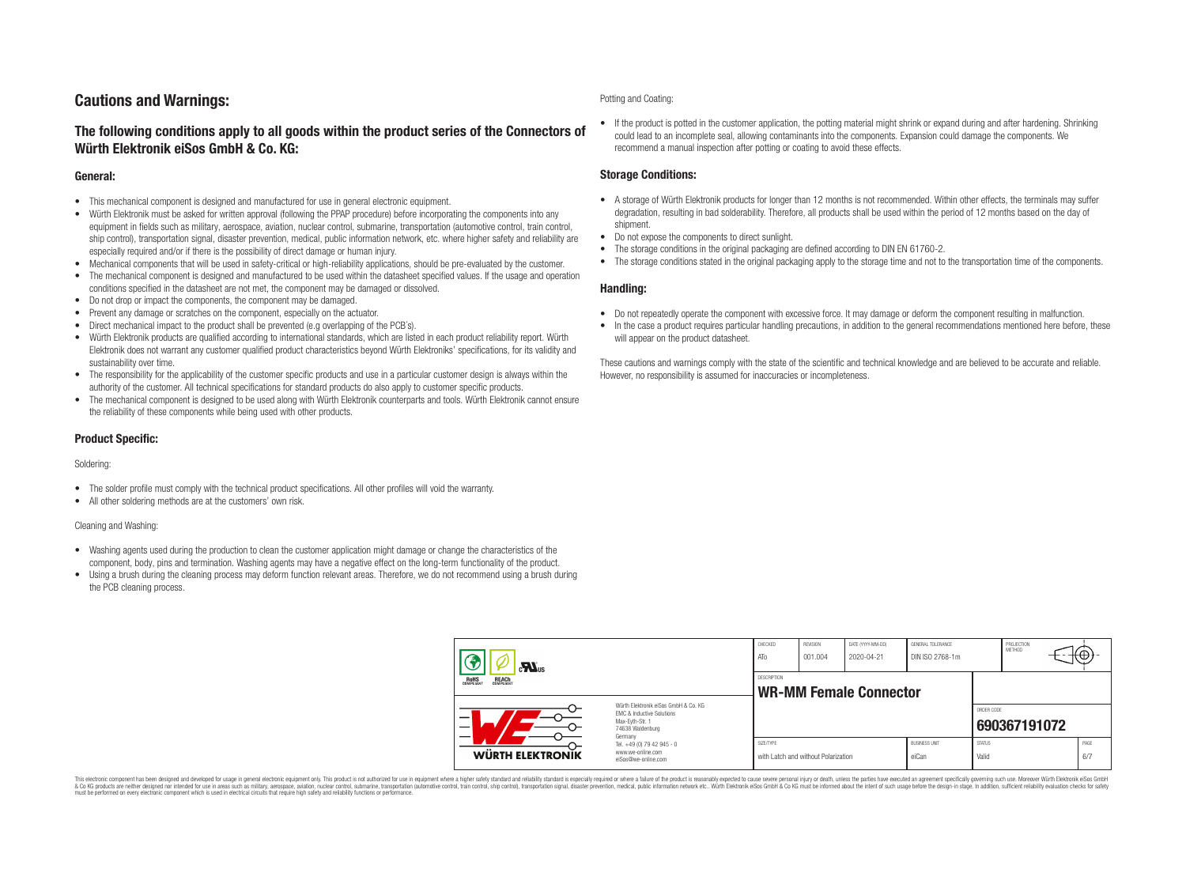# Cautions and Warnings:

## The following conditions apply to all goods within the product series of the Connectors of Würth Elektronik eiSos GmbH & Co. KG:

### General:

- This mechanical component is designed and manufactured for use in general electronic equipment.
- Würth Elektronik must be asked for written approval (following the PPAP procedure) before incorporating the components into any equipment in fields such as military, aerospace, aviation, nuclear control, submarine, transportation (automotive control, train control, ship control), transportation signal, disaster prevention, medical, public information network, etc. where higher safety and reliability are especially required and/or if there is the possibility of direct damage or human injury.
- Mechanical components that will be used in safety-critical or high-reliability applications, should be pre-evaluated by the customer.
- The mechanical component is designed and manufactured to be used within the datasheet specified values. If the usage and operation conditions specified in the datasheet are not met, the component may be damaged or dissolved.
- Do not drop or impact the components, the component may be damaged.
- Prevent any damage or scratches on the component, especially on the actuator.
- Direct mechanical impact to the product shall be prevented (e.g overlapping of the PCB's).
- Würth Elektronik products are qualified according to international standards, which are listed in each product reliability report. Würth Elektronik does not warrant any customer qualified product characteristics beyond Würth Elektroniks' specifications, for its validity and sustainability over time.
- The responsibility for the applicability of the customer specific products and use in a particular customer design is always within the authority of the customer. All technical specifications for standard products do also apply to customer specific products.
- The mechanical component is designed to be used along with Würth Elektronik counterparts and tools. Würth Elektronik cannot ensure the reliability of these components while being used with other products.

### Product Specific:

Soldering:

- The solder profile must comply with the technical product specifications. All other profiles will void the warranty.
- All other soldering methods are at the customers' own risk.

Cleaning and Washing:

- Washing agents used during the production to clean the customer application might damage or change the characteristics of the component, body, pins and termination. Washing agents may have a negative effect on the long-term functionality of the product.
- Using a brush during the cleaning process may deform function relevant areas. Therefore, we do not recommend using a brush during the PCB cleaning process.

Potting and Coating:

- If the product is potted in the customer application, the potting material might shrink or expand during and after hardening. Shrinking could lead to an incomplete seal, allowing contaminants into the components. Expansion could damage the components. We recommend a manual inspection after potting or coating to avoid these effects.

### Storage Conditions:

- A storage of Würth Elektronik products for longer than 12 months is not recommended. Within other effects, the terminals may suffer degradation, resulting in bad solderability. Therefore, all products shall be used within the period of 12 months based on the day of shipment.
- Do not expose the components to direct sunlight.
- The storage conditions in the original packaging are defined according to DIN EN 61760-2.
- The storage conditions stated in the original packaging apply to the storage time and not to the transportation time of the components.

### Handling:

- Do not repeatedly operate the component with excessive force. It may damage or deform the component resulting in malfunction.
- In the case a product requires particular handling precautions, in addition to the general recommendations mentioned here before, these will appear on the product datasheet.

These cautions and warnings comply with the state of the scientific and technical knowledge and are believed to be accurate and reliable. However, no responsibility is assumed for inaccuracies or incompleteness.

| CHECKED | REVISION | DATE (YYYY-MM-DD) | GENERAL TOLERANCE | PROJECTION METHOD |
|---|---|---|---|---|
| ATo | 001.004 | 2020-04-21 | DIN ISO 2768-1m | |

DESCRIPTION: **WR-MM Female Connector**

ORDER CODE: **690367191072**

| SIZE/TYPE | BUSINESS UNIT | STATUS | PAGE |
|---|---|---|---|
| with Latch and without Polarization | eiCan | Valid | 6/7 |

Würth Elektronik eiSos GmbH & Co. KG
EMC & Inductive Solutions
Max-Eyth-Str. 1
74638 Waldenburg
Germany
Tel. +49 (0) 79 42 945 - 0
www.we-online.com
eiSos@we-online.com

This electronic component has been designed and developed for usage in general electronic equipment only. This product is not authorized for use in equipment where a higher safety standard and reliability standard is especially required or where a failure of the product is reasonably expected to cause severe personal injury or death, unless the parties have executed an agreement specifically governing such use. Moreover Würth Elektronik eiSos GmbH & Co KG products are neither designed nor intended for use in areas such as military, aerospace, aviation, nuclear control, submarine, transportation (automotive control, train control, ship control), transportation signal, disaster prevention, medical, public information network etc.. Würth Elektronik eiSos GmbH & Co KG must be informed about the intent of such usage before the design-in stage. In addition, sufficient reliability evaluation checks for safety must be performed on every electronic component which is used in electrical circuits that require high safety and reliability functions or performance.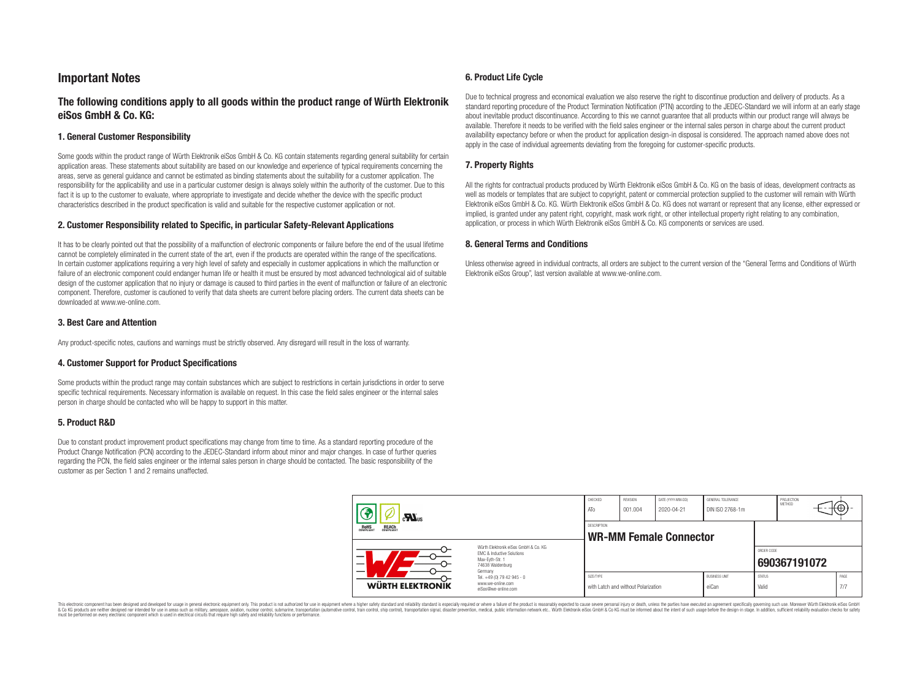# Important Notes

## The following conditions apply to all goods within the product range of Würth Elektronik eiSos GmbH & Co. KG:

### 1. General Customer Responsibility

Some goods within the product range of Würth Elektronik eiSos GmbH & Co. KG contain statements regarding general suitability for certain application areas. These statements about suitability are based on our knowledge and experience of typical requirements concerning the areas, serve as general guidance and cannot be estimated as binding statements about the suitability for a customer application. The responsibility for the applicability and use in a particular customer design is always solely within the authority of the customer. Due to this fact it is up to the customer to evaluate, where appropriate to investigate and decide whether the device with the specific product characteristics described in the product specification is valid and suitable for the respective customer application or not.

### 2. Customer Responsibility related to Specific, in particular Safety-Relevant Applications

It has to be clearly pointed out that the possibility of a malfunction of electronic components or failure before the end of the usual lifetime cannot be completely eliminated in the current state of the art, even if the products are operated within the range of the specifications. In certain customer applications requiring a very high level of safety and especially in customer applications in which the malfunction or failure of an electronic component could endanger human life or health it must be ensured by most advanced technological aid of suitable design of the customer application that no injury or damage is caused to third parties in the event of malfunction or failure of an electronic component. Therefore, customer is cautioned to verify that data sheets are current before placing orders. The current data sheets can be downloaded at www.we-online.com.

### 3. Best Care and Attention

Any product-specific notes, cautions and warnings must be strictly observed. Any disregard will result in the loss of warranty.

### 4. Customer Support for Product Specifications

Some products within the product range may contain substances which are subject to restrictions in certain jurisdictions in order to serve specific technical requirements. Necessary information is available on request. In this case the field sales engineer or the internal sales person in charge should be contacted who will be happy to support in this matter.

### 5. Product R&D

Due to constant product improvement product specifications may change from time to time. As a standard reporting procedure of the Product Change Notification (PCN) according to the JEDEC-Standard inform about minor and major changes. In case of further queries regarding the PCN, the field sales engineer or the internal sales person in charge should be contacted. The basic responsibility of the customer as per Section 1 and 2 remains unaffected.

### 6. Product Life Cycle

Due to technical progress and economical evaluation we also reserve the right to discontinue production and delivery of products. As a standard reporting procedure of the Product Termination Notification (PTN) according to the JEDEC-Standard we will inform at an early stage about inevitable product discontinuance. According to this we cannot guarantee that all products within our product range will always be available. Therefore it needs to be verified with the field sales engineer or the internal sales person in charge about the current product availability expectancy before or when the product for application design-in disposal is considered. The approach named above does not apply in the case of individual agreements deviating from the foregoing for customer-specific products.

### 7. Property Rights

All the rights for contractual products produced by Würth Elektronik eiSos GmbH & Co. KG on the basis of ideas, development contracts as well as models or templates that are subject to copyright, patent or commercial protection supplied to the customer will remain with Würth Elektronik eiSos GmbH & Co. KG. Würth Elektronik eiSos GmbH & Co. KG does not warrant or represent that any license, either expressed or implied, is granted under any patent right, copyright, mask work right, or other intellectual property right relating to any combination, application, or process in which Würth Elektronik eiSos GmbH & Co. KG components or services are used.

### 8. General Terms and Conditions

Unless otherwise agreed in individual contracts, all orders are subject to the current version of the "General Terms and Conditions of Würth Elektronik eiSos Group", last version available at www.we-online.com.

| CHECKED | REVISION | DATE (YYYY-MM-DD) | GENERAL TOLERANCE | PROJECTION METHOD |
|---|---|---|---|---|
| ATo | 001.004 | 2020-04-21 | DIN ISO 2768-1m | |

DESCRIPTION: **WR-MM Female Connector**

ORDER CODE: **690367191072**

| SIZE/TYPE | BUSINESS UNIT | STATUS | PAGE |
|---|---|---|---|
| with Latch and without Polarization | eiCan | Valid | 7/7 |

Würth Elektronik eiSos GmbH & Co. KG
EMC & Inductive Solutions
Max-Eyth-Str. 1
74638 Waldenburg
Germany
Tel. +49 (0) 79 42 945 - 0
www.we-online.com
eiSos@we-online.com

This electronic component has been designed and developed for usage in general electronic equipment only. This product is not authorized for use in equipment where a higher safety standard and reliability standard is especially required or where a failure of the product is reasonably expected to cause severe personal injury or death, unless the parties have executed an agreement specifically governing such use. Moreover Würth Elektronik eiSos GmbH & Co KG products are neither designed nor intended for use in areas such as military, aerospace, aviation, nuclear control, submarine, transportation (automotive control, train control, ship control), transportation signal, disaster prevention, medical, public information network etc.. Würth Elektronik eiSos GmbH & Co KG must be informed about the intent of such usage before the design-in stage. In addition, sufficient reliability evaluation checks for safety must be performed on every electronic component which is used in electrical circuits that require high safety and reliability functions or performance.